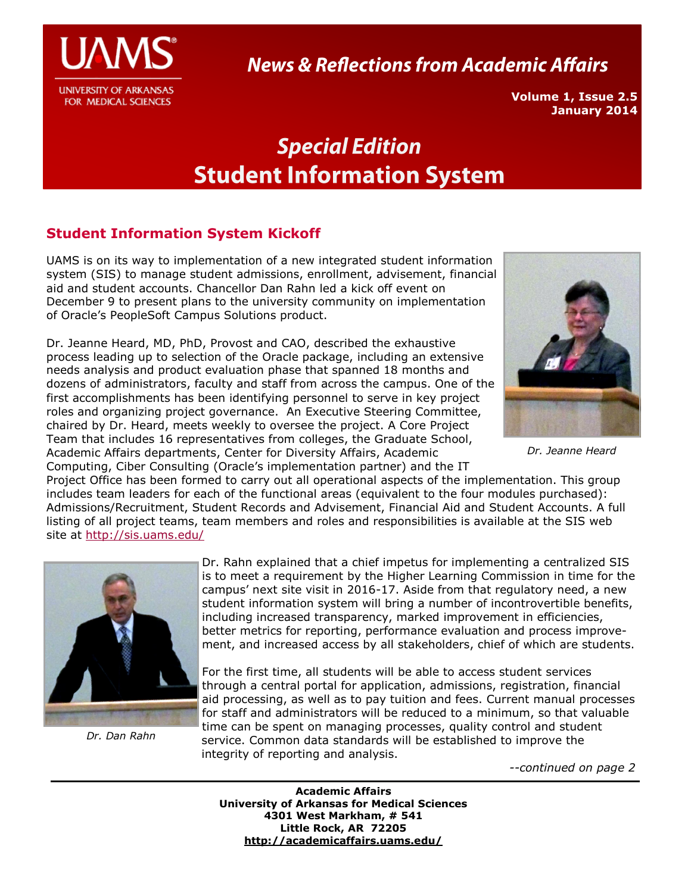# News & Reflections from Academic Affairs

**Volume 1, Issue 2.5**
**January 2014**

## *Special Edition*
## Student Information System

### Student Information System Kickoff

UAMS is on its way to implementation of a new integrated student information system (SIS) to manage student admissions, enrollment, advisement, financial aid and student accounts. Chancellor Dan Rahn led a kick off event on December 9 to present plans to the university community on implementation of Oracle's PeopleSoft Campus Solutions product.

Dr. Jeanne Heard, MD, PhD, Provost and CAO, described the exhaustive process leading up to selection of the Oracle package, including an extensive needs analysis and product evaluation phase that spanned 18 months and dozens of administrators, faculty and staff from across the campus. One of the first accomplishments has been identifying personnel to serve in key project roles and organizing project governance. An Executive Steering Committee, chaired by Dr. Heard, meets weekly to oversee the project. A Core Project Team that includes 16 representatives from colleges, the Graduate School, Academic Affairs departments, Center for Diversity Affairs, Academic Computing, Ciber Consulting (Oracle's implementation partner) and the IT Project Office has been formed to carry out all operational aspects of the implementation. This group includes team leaders for each of the functional areas (equivalent to the four modules purchased): Admissions/Recruitment, Student Records and Advisement, Financial Aid and Student Accounts. A full listing of all project teams, team members and roles and responsibilities is available at the SIS web site at http://sis.uams.edu/

*Dr. Jeanne Heard*

Dr. Rahn explained that a chief impetus for implementing a centralized SIS is to meet a requirement by the Higher Learning Commission in time for the campus' next site visit in 2016-17. Aside from that regulatory need, a new student information system will bring a number of incontrovertible benefits, including increased transparency, marked improvement in efficiencies, better metrics for reporting, performance evaluation and process improvement, and increased access by all stakeholders, chief of which are students.

*Dr. Dan Rahn*

For the first time, all students will be able to access student services through a central portal for application, admissions, registration, financial aid processing, as well as to pay tuition and fees. Current manual processes for staff and administrators will be reduced to a minimum, so that valuable time can be spent on managing processes, quality control and student service. Common data standards will be established to improve the integrity of reporting and analysis.

*--continued on page 2*

**Academic Affairs**
**University of Arkansas for Medical Sciences**
**4301 West Markham, # 541**
**Little Rock, AR 72205**
**http://academicaffairs.uams.edu/**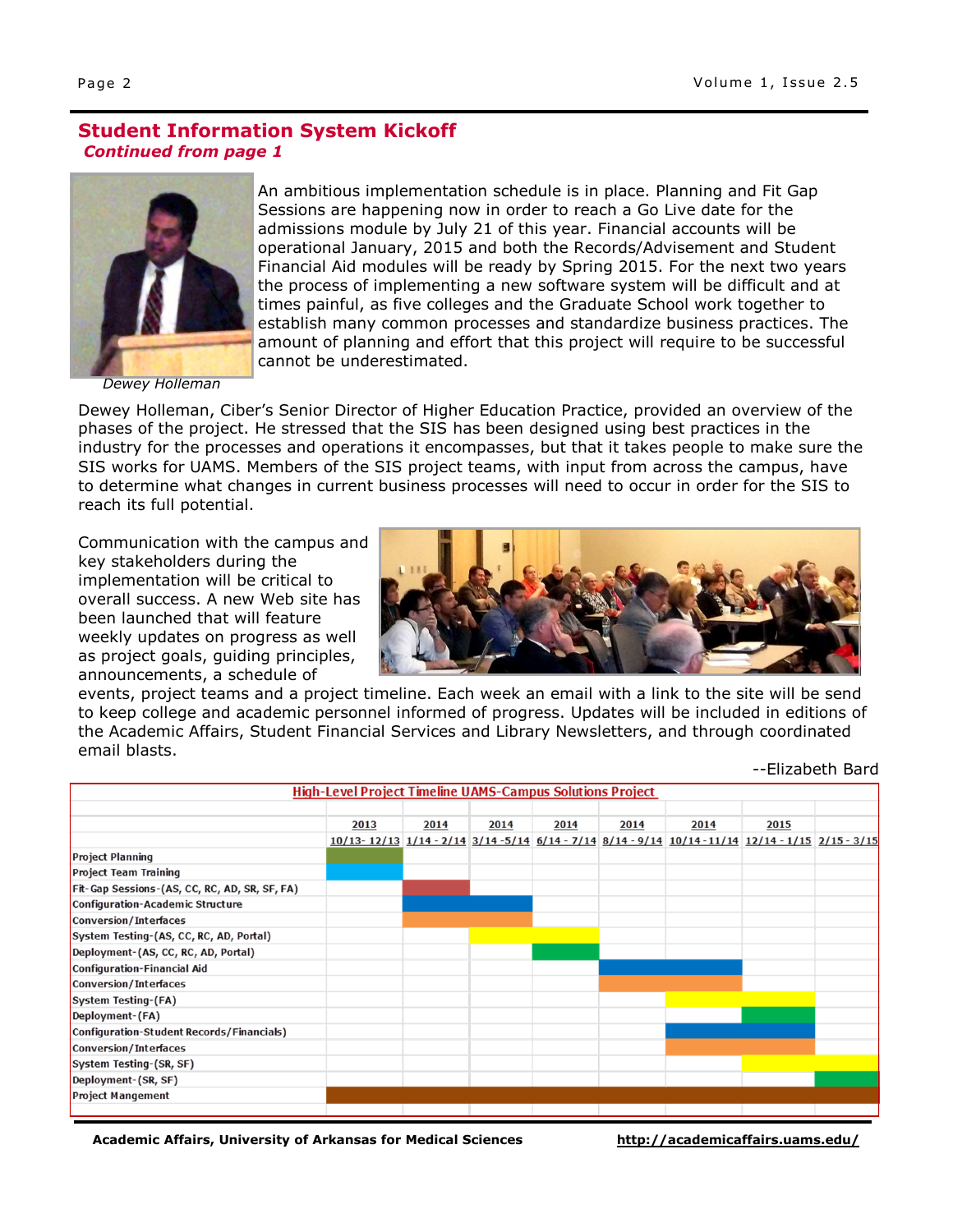## Student Information System Kickoff

***Continued from page 1***

An ambitious implementation schedule is in place. Planning and Fit Gap Sessions are happening now in order to reach a Go Live date for the admissions module by July 21 of this year. Financial accounts will be operational January, 2015 and both the Records/Advisement and Student Financial Aid modules will be ready by Spring 2015. For the next two years the process of implementing a new software system will be difficult and at times painful, as five colleges and the Graduate School work together to establish many common processes and standardize business practices. The amount of planning and effort that this project will require to be successful cannot be underestimated.

*Dewey Holleman*

Dewey Holleman, Ciber's Senior Director of Higher Education Practice, provided an overview of the phases of the project. He stressed that the SIS has been designed using best practices in the industry for the processes and operations it encompasses, but that it takes people to make sure the SIS works for UAMS. Members of the SIS project teams, with input from across the campus, have to determine what changes in current business processes will need to occur in order for the SIS to reach its full potential.

Communication with the campus and key stakeholders during the implementation will be critical to overall success. A new Web site has been launched that will feature weekly updates on progress as well as project goals, guiding principles, announcements, a schedule of events, project teams and a project timeline. Each week an email with a link to the site will be send to keep college and academic personnel informed of progress. Updates will be included in editions of the Academic Affairs, Student Financial Services and Library Newsletters, and through coordinated email blasts.

--Elizabeth Bard

**High-Level Project Timeline UAMS-Campus Solutions Project**

| | 2013 | 2014 | 2014 | 2014 | 2014 | 2014 | 2015 | |
|---|---|---|---|---|---|---|---|---|
| | 10/13- 12/13 | 1/14 - 2/14 | 3/14 -5/14 | 6/14 - 7/14 | 8/14 - 9/14 | 10/14 -11/14 | 12/14 - 1/15 | 2/15 - 3/15 |
| Project Planning | X | | | | | | | |
| Project Team Training | X | | | | | | | |
| Fit-Gap Sessions-(AS, CC, RC, AD, SR, SF, FA) | | X | | | | | | |
| Configuration-Academic Structure | | X | X | | | | | |
| Conversion/Interfaces | | X | X | | | | | |
| System Testing-(AS, CC, RC, AD, Portal) | | | X | X | | | | |
| Deployment-(AS, CC, RC, AD, Portal) | | | | X | | | | |
| Configuration-Financial Aid | | | | | X | X | | |
| Conversion/Interfaces | | | | | X | X | | |
| System Testing-(FA) | | | | | | X | X | |
| Deployment-(FA) | | | | | | | X | |
| Configuration-Student Records/Financials) | | | | | | X | X | |
| Conversion/Interfaces | | | | | | X | X | |
| System Testing-(SR, SF) | | | | | | | X | X |
| Deployment-(SR, SF) | | | | | | | | X |
| Project Mangement | X | X | X | X | X | X | X | X |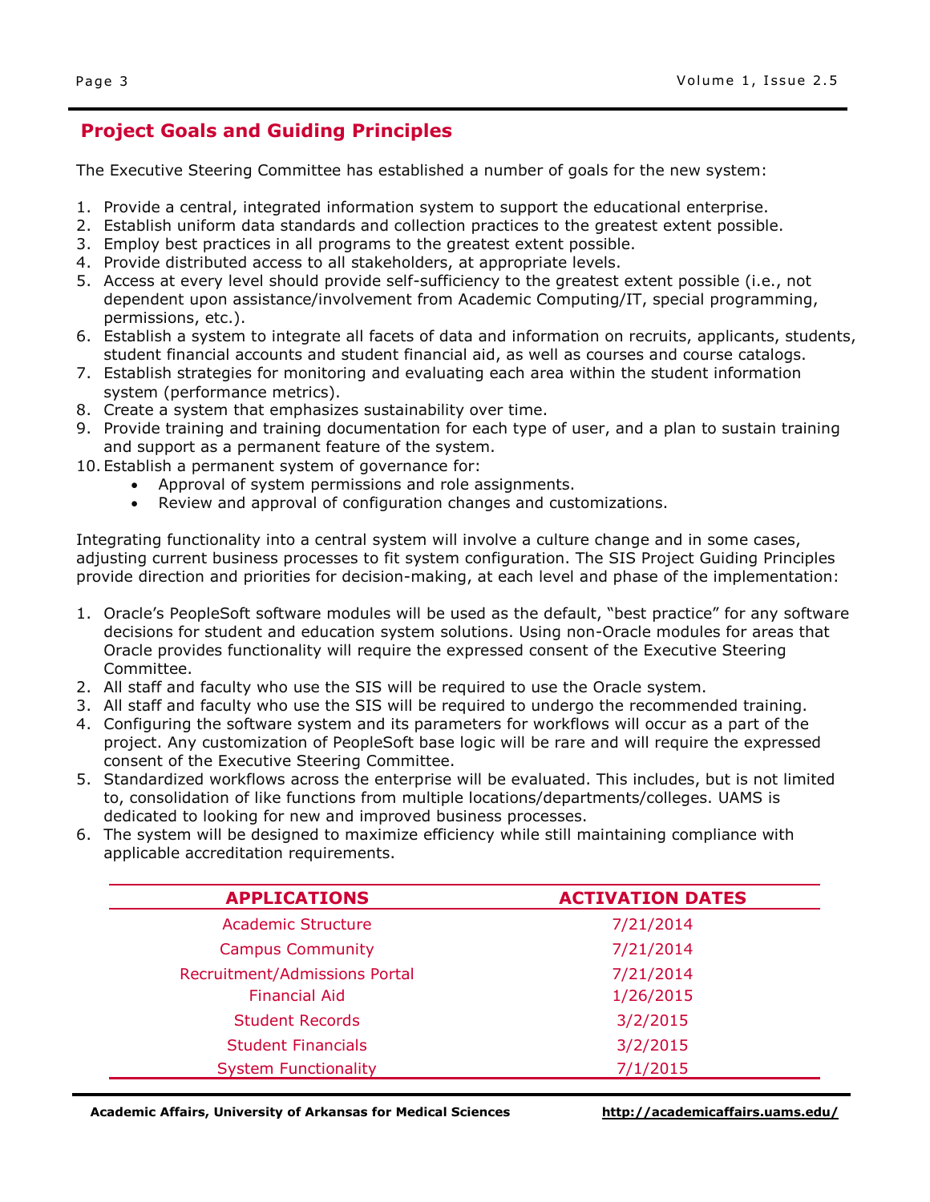## Project Goals and Guiding Principles

The Executive Steering Committee has established a number of goals for the new system:

1. Provide a central, integrated information system to support the educational enterprise.
2. Establish uniform data standards and collection practices to the greatest extent possible.
3. Employ best practices in all programs to the greatest extent possible.
4. Provide distributed access to all stakeholders, at appropriate levels.
5. Access at every level should provide self-sufficiency to the greatest extent possible (i.e., not dependent upon assistance/involvement from Academic Computing/IT, special programming, permissions, etc.).
6. Establish a system to integrate all facets of data and information on recruits, applicants, students, student financial accounts and student financial aid, as well as courses and course catalogs.
7. Establish strategies for monitoring and evaluating each area within the student information system (performance metrics).
8. Create a system that emphasizes sustainability over time.
9. Provide training and training documentation for each type of user, and a plan to sustain training and support as a permanent feature of the system.
10. Establish a permanent system of governance for:
    - Approval of system permissions and role assignments.
    - Review and approval of configuration changes and customizations.

Integrating functionality into a central system will involve a culture change and in some cases, adjusting current business processes to fit system configuration. The SIS Project Guiding Principles provide direction and priorities for decision-making, at each level and phase of the implementation:

1. Oracle's PeopleSoft software modules will be used as the default, "best practice" for any software decisions for student and education system solutions. Using non-Oracle modules for areas that Oracle provides functionality will require the expressed consent of the Executive Steering Committee.
2. All staff and faculty who use the SIS will be required to use the Oracle system.
3. All staff and faculty who use the SIS will be required to undergo the recommended training.
4. Configuring the software system and its parameters for workflows will occur as a part of the project. Any customization of PeopleSoft base logic will be rare and will require the expressed consent of the Executive Steering Committee.
5. Standardized workflows across the enterprise will be evaluated. This includes, but is not limited to, consolidation of like functions from multiple locations/departments/colleges. UAMS is dedicated to looking for new and improved business processes.
6. The system will be designed to maximize efficiency while still maintaining compliance with applicable accreditation requirements.

| APPLICATIONS | ACTIVATION DATES |
|---|---|
| Academic Structure | 7/21/2014 |
| Campus Community | 7/21/2014 |
| Recruitment/Admissions Portal | 7/21/2014 |
| Financial Aid | 1/26/2015 |
| Student Records | 3/2/2015 |
| Student Financials | 3/2/2015 |
| System Functionality | 7/1/2015 |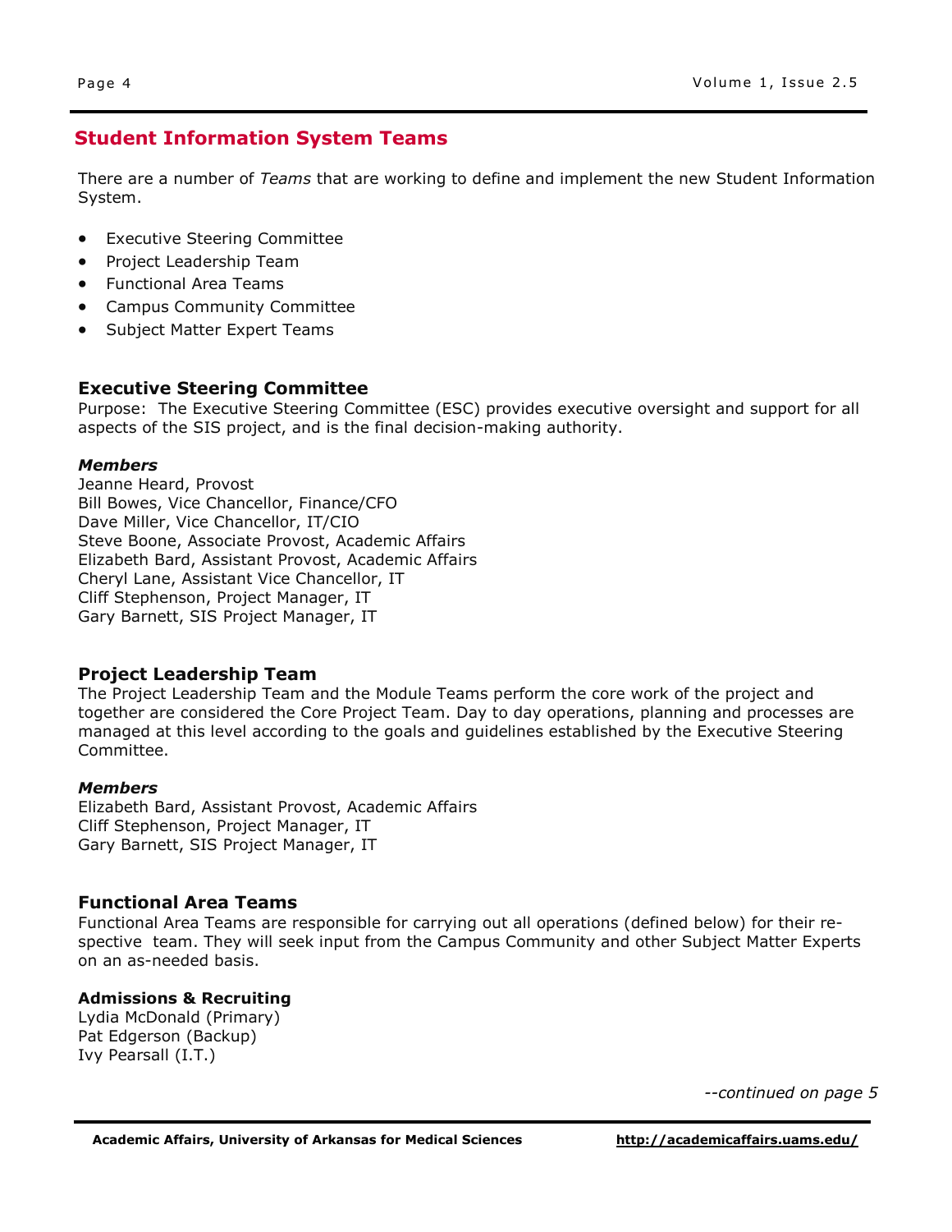## Student Information System Teams

There are a number of *Teams* that are working to define and implement the new Student Information System.

- Executive Steering Committee
- Project Leadership Team
- Functional Area Teams
- Campus Community Committee
- Subject Matter Expert Teams

### Executive Steering Committee

Purpose: The Executive Steering Committee (ESC) provides executive oversight and support for all aspects of the SIS project, and is the final decision-making authority.

***Members***

Jeanne Heard, Provost
Bill Bowes, Vice Chancellor, Finance/CFO
Dave Miller, Vice Chancellor, IT/CIO
Steve Boone, Associate Provost, Academic Affairs
Elizabeth Bard, Assistant Provost, Academic Affairs
Cheryl Lane, Assistant Vice Chancellor, IT
Cliff Stephenson, Project Manager, IT
Gary Barnett, SIS Project Manager, IT

### Project Leadership Team

The Project Leadership Team and the Module Teams perform the core work of the project and together are considered the Core Project Team. Day to day operations, planning and processes are managed at this level according to the goals and guidelines established by the Executive Steering Committee.

***Members***

Elizabeth Bard, Assistant Provost, Academic Affairs
Cliff Stephenson, Project Manager, IT
Gary Barnett, SIS Project Manager, IT

### Functional Area Teams

Functional Area Teams are responsible for carrying out all operations (defined below) for their respective team. They will seek input from the Campus Community and other Subject Matter Experts on an as-needed basis.

**Admissions & Recruiting**

Lydia McDonald (Primary)
Pat Edgerson (Backup)
Ivy Pearsall (I.T.)

*--continued on page 5*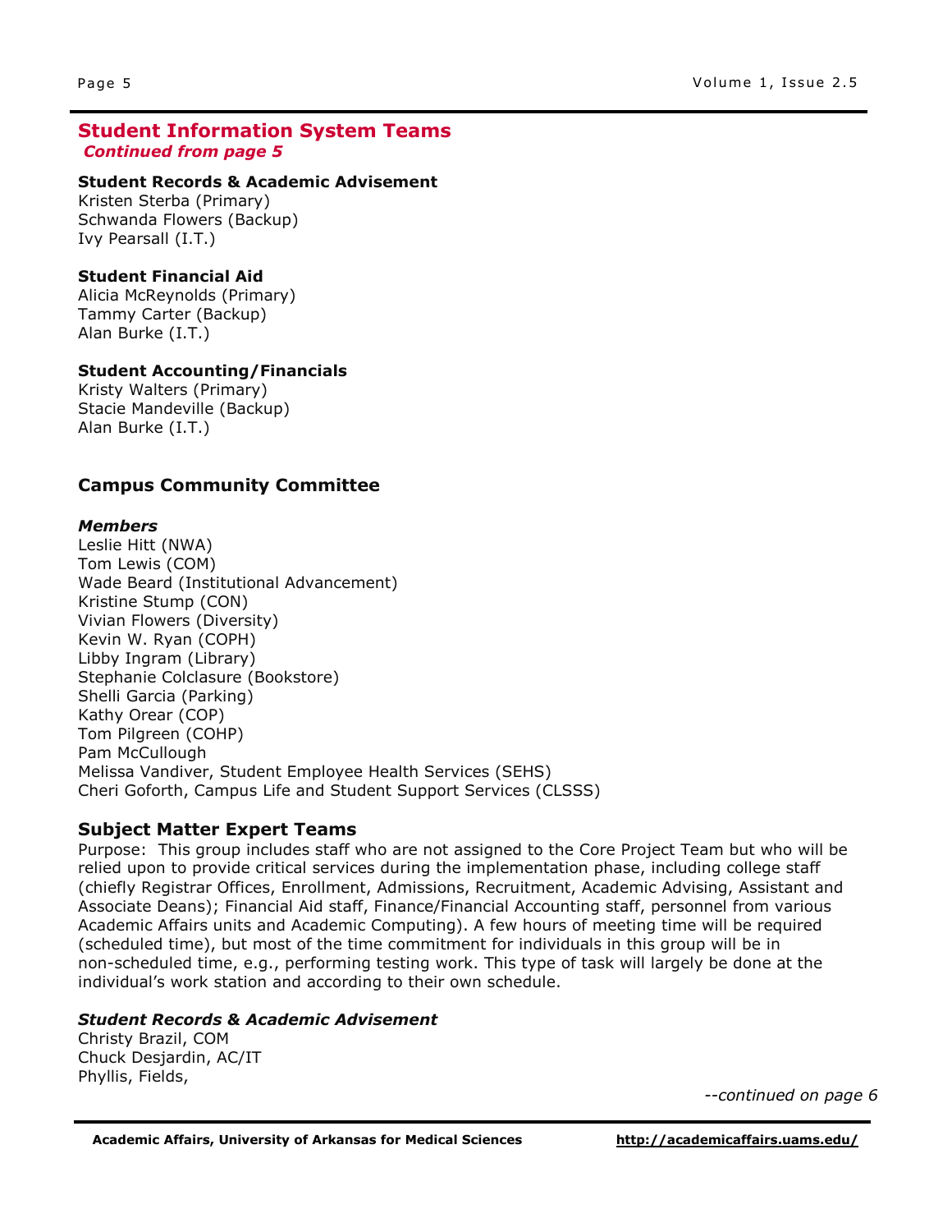## Student Information System Teams

***Continued from page 5***

**Student Records & Academic Advisement**
Kristen Sterba (Primary)
Schwanda Flowers (Backup)
Ivy Pearsall (I.T.)

**Student Financial Aid**
Alicia McReynolds (Primary)
Tammy Carter (Backup)
Alan Burke (I.T.)

**Student Accounting/Financials**
Kristy Walters (Primary)
Stacie Mandeville (Backup)
Alan Burke (I.T.)

## Campus Community Committee

***Members***
Leslie Hitt (NWA)
Tom Lewis (COM)
Wade Beard (Institutional Advancement)
Kristine Stump (CON)
Vivian Flowers (Diversity)
Kevin W. Ryan (COPH)
Libby Ingram (Library)
Stephanie Colclasure (Bookstore)
Shelli Garcia (Parking)
Kathy Orear (COP)
Tom Pilgreen (COHP)
Pam McCullough
Melissa Vandiver, Student Employee Health Services (SEHS)
Cheri Goforth, Campus Life and Student Support Services (CLSSS)

## Subject Matter Expert Teams

Purpose: This group includes staff who are not assigned to the Core Project Team but who will be relied upon to provide critical services during the implementation phase, including college staff (chiefly Registrar Offices, Enrollment, Admissions, Recruitment, Academic Advising, Assistant and Associate Deans); Financial Aid staff, Finance/Financial Accounting staff, personnel from various Academic Affairs units and Academic Computing). A few hours of meeting time will be required (scheduled time), but most of the time commitment for individuals in this group will be in non-scheduled time, e.g., performing testing work. This type of task will largely be done at the individual's work station and according to their own schedule.

***Student Records & Academic Advisement***
Christy Brazil, COM
Chuck Desjardin, AC/IT
Phyllis, Fields,

*--continued on page 6*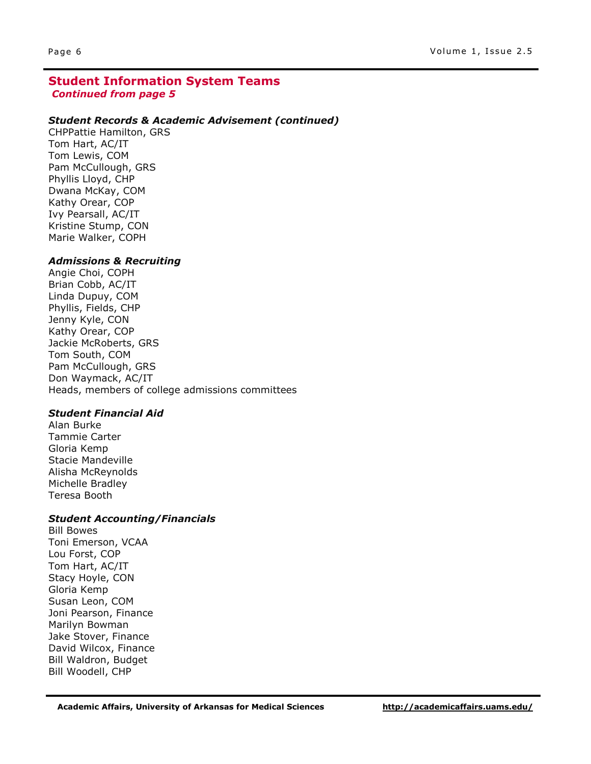## Student Information System Teams

*Continued from page 5*

### *Student Records & Academic Advisement (continued)*

CHPPattie Hamilton, GRS
Tom Hart, AC/IT
Tom Lewis, COM
Pam McCullough, GRS
Phyllis Lloyd, CHP
Dwana McKay, COM
Kathy Orear, COP
Ivy Pearsall, AC/IT
Kristine Stump, CON
Marie Walker, COPH

### *Admissions & Recruiting*

Angie Choi, COPH
Brian Cobb, AC/IT
Linda Dupuy, COM
Phyllis, Fields, CHP
Jenny Kyle, CON
Kathy Orear, COP
Jackie McRoberts, GRS
Tom South, COM
Pam McCullough, GRS
Don Waymack, AC/IT
Heads, members of college admissions committees

### *Student Financial Aid*

Alan Burke
Tammie Carter
Gloria Kemp
Stacie Mandeville
Alisha McReynolds
Michelle Bradley
Teresa Booth

### *Student Accounting/Financials*

Bill Bowes
Toni Emerson, VCAA
Lou Forst, COP
Tom Hart, AC/IT
Stacy Hoyle, CON
Gloria Kemp
Susan Leon, COM
Joni Pearson, Finance
Marilyn Bowman
Jake Stover, Finance
David Wilcox, Finance
Bill Waldron, Budget
Bill Woodell, CHP